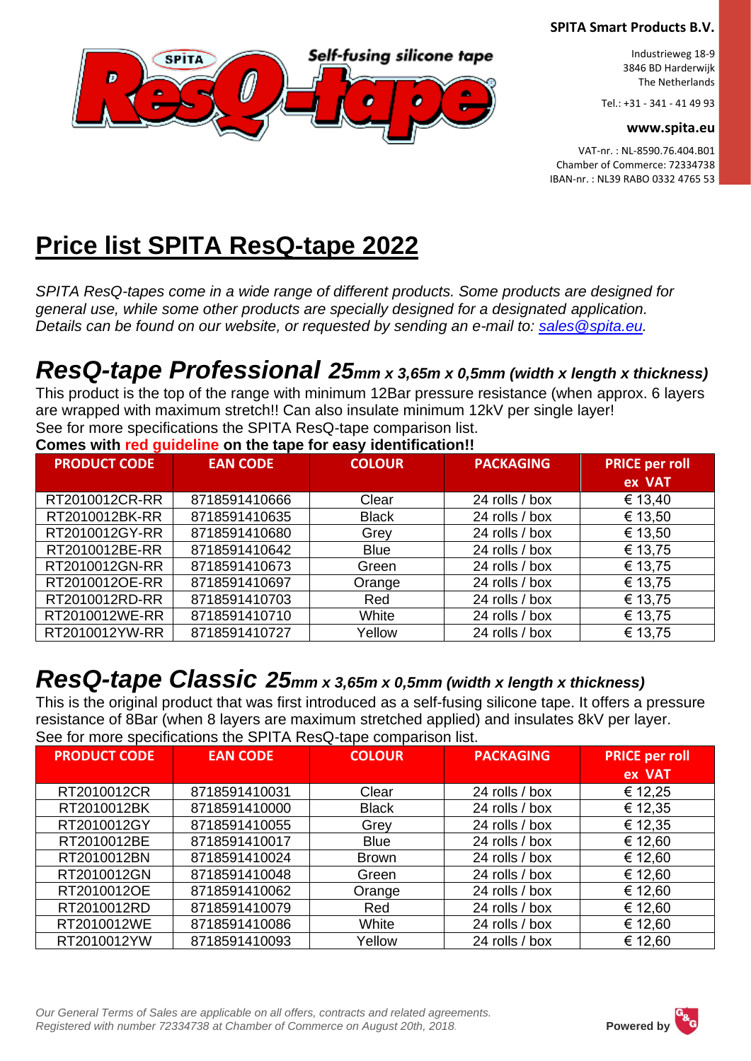**SPITA Smart Products B.V.**

Industrieweg 18-9
3846 BD Harderwijk
The Netherlands

Tel.: +31 - 341 - 41 49 93

**www.spita.eu**

VAT-nr. : NL-8590.76.404.B01
Chamber of Commerce: 72334738
IBAN-nr. : NL39 RABO 0332 4765 53

# Price list SPITA ResQ-tape 2022

*SPITA ResQ-tapes come in a wide range of different products. Some products are designed for general use, while some other products are specially designed for a designated application. Details can be found on our website, or requested by sending an e-mail to: sales@spita.eu.*

## *ResQ-tape Professional 25mm x 3,65m x 0,5mm (width x length x thickness)*

This product is the top of the range with minimum 12Bar pressure resistance (when approx. 6 layers are wrapped with maximum stretch!! Can also insulate minimum 12kV per single layer!
See for more specifications the SPITA ResQ-tape comparison list.
**Comes with red guideline on the tape for easy identification!!**

| PRODUCT CODE | EAN CODE | COLOUR | PACKAGING | PRICE per roll ex VAT |
|---|---|---|---|---|
| RT2010012CR-RR | 8718591410666 | Clear | 24 rolls / box | € 13,40 |
| RT2010012BK-RR | 8718591410635 | Black | 24 rolls / box | € 13,50 |
| RT2010012GY-RR | 8718591410680 | Grey | 24 rolls / box | € 13,50 |
| RT2010012BE-RR | 8718591410642 | Blue | 24 rolls / box | € 13,75 |
| RT2010012GN-RR | 8718591410673 | Green | 24 rolls / box | € 13,75 |
| RT2010012OE-RR | 8718591410697 | Orange | 24 rolls / box | € 13,75 |
| RT2010012RD-RR | 8718591410703 | Red | 24 rolls / box | € 13,75 |
| RT2010012WE-RR | 8718591410710 | White | 24 rolls / box | € 13,75 |
| RT2010012YW-RR | 8718591410727 | Yellow | 24 rolls / box | € 13,75 |

## *ResQ-tape Classic 25mm x 3,65m x 0,5mm (width x length x thickness)*

This is the original product that was first introduced as a self-fusing silicone tape. It offers a pressure resistance of 8Bar (when 8 layers are maximum stretched applied) and insulates 8kV per layer.
See for more specifications the SPITA ResQ-tape comparison list.

| PRODUCT CODE | EAN CODE | COLOUR | PACKAGING | PRICE per roll ex VAT |
|---|---|---|---|---|
| RT2010012CR | 8718591410031 | Clear | 24 rolls / box | € 12,25 |
| RT2010012BK | 8718591410000 | Black | 24 rolls / box | € 12,35 |
| RT2010012GY | 8718591410055 | Grey | 24 rolls / box | € 12,35 |
| RT2010012BE | 8718591410017 | Blue | 24 rolls / box | € 12,60 |
| RT2010012BN | 8718591410024 | Brown | 24 rolls / box | € 12,60 |
| RT2010012GN | 8718591410048 | Green | 24 rolls / box | € 12,60 |
| RT2010012OE | 8718591410062 | Orange | 24 rolls / box | € 12,60 |
| RT2010012RD | 8718591410079 | Red | 24 rolls / box | € 12,60 |
| RT2010012WE | 8718591410086 | White | 24 rolls / box | € 12,60 |
| RT2010012YW | 8718591410093 | Yellow | 24 rolls / box | € 12,60 |

*Our General Terms of Sales are applicable on all offers, contracts and related agreements.*
*Registered with number 72334738 at Chamber of Commerce on August 20th, 2018.*

**Powered by**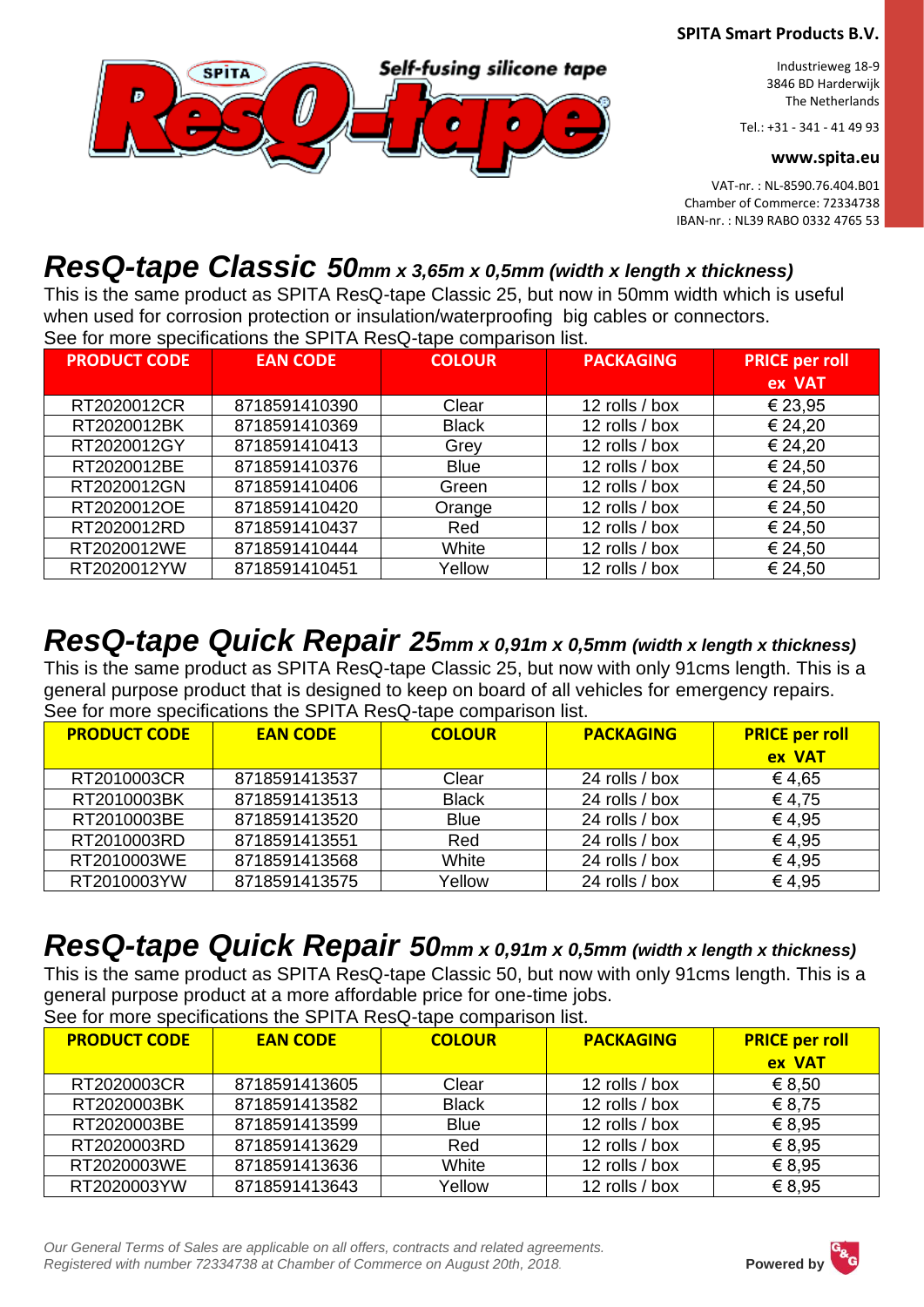**SPITA Smart Products B.V.**

Industrieweg 18-9
3846 BD Harderwijk
The Netherlands

Tel.: +31 - 341 - 41 49 93

**www.spita.eu**

VAT-nr. : NL-8590.76.404.B01
Chamber of Commerce: 72334738
IBAN-nr. : NL39 RABO 0332 4765 53

Self-fusing silicone tape

# *ResQ-tape Classic 50mm x 3,65m x 0,5mm (width x length x thickness)*

This is the same product as SPITA ResQ-tape Classic 25, but now in 50mm width which is useful when used for corrosion protection or insulation/waterproofing big cables or connectors.
See for more specifications the SPITA ResQ-tape comparison list.

| PRODUCT CODE | EAN CODE | COLOUR | PACKAGING | PRICE per roll ex VAT |
|---|---|---|---|---|
| RT2020012CR | 8718591410390 | Clear | 12 rolls / box | € 23,95 |
| RT2020012BK | 8718591410369 | Black | 12 rolls / box | € 24,20 |
| RT2020012GY | 8718591410413 | Grey | 12 rolls / box | € 24,20 |
| RT2020012BE | 8718591410376 | Blue | 12 rolls / box | € 24,50 |
| RT2020012GN | 8718591410406 | Green | 12 rolls / box | € 24,50 |
| RT2020012OE | 8718591410420 | Orange | 12 rolls / box | € 24,50 |
| RT2020012RD | 8718591410437 | Red | 12 rolls / box | € 24,50 |
| RT2020012WE | 8718591410444 | White | 12 rolls / box | € 24,50 |
| RT2020012YW | 8718591410451 | Yellow | 12 rolls / box | € 24,50 |

# *ResQ-tape Quick Repair 25mm x 0,91m x 0,5mm (width x length x thickness)*

This is the same product as SPITA ResQ-tape Classic 25, but now with only 91cms length. This is a general purpose product that is designed to keep on board of all vehicles for emergency repairs.
See for more specifications the SPITA ResQ-tape comparison list.

| PRODUCT CODE | EAN CODE | COLOUR | PACKAGING | PRICE per roll ex VAT |
|---|---|---|---|---|
| RT2010003CR | 8718591413537 | Clear | 24 rolls / box | € 4,65 |
| RT2010003BK | 8718591413513 | Black | 24 rolls / box | € 4,75 |
| RT2010003BE | 8718591413520 | Blue | 24 rolls / box | € 4,95 |
| RT2010003RD | 8718591413551 | Red | 24 rolls / box | € 4,95 |
| RT2010003WE | 8718591413568 | White | 24 rolls / box | € 4,95 |
| RT2010003YW | 8718591413575 | Yellow | 24 rolls / box | € 4,95 |

# *ResQ-tape Quick Repair 50mm x 0,91m x 0,5mm (width x length x thickness)*

This is the same product as SPITA ResQ-tape Classic 50, but now with only 91cms length. This is a general purpose product at a more affordable price for one-time jobs.
See for more specifications the SPITA ResQ-tape comparison list.

| PRODUCT CODE | EAN CODE | COLOUR | PACKAGING | PRICE per roll ex VAT |
|---|---|---|---|---|
| RT2020003CR | 8718591413605 | Clear | 12 rolls / box | € 8,50 |
| RT2020003BK | 8718591413582 | Black | 12 rolls / box | € 8,75 |
| RT2020003BE | 8718591413599 | Blue | 12 rolls / box | € 8,95 |
| RT2020003RD | 8718591413629 | Red | 12 rolls / box | € 8,95 |
| RT2020003WE | 8718591413636 | White | 12 rolls / box | € 8,95 |
| RT2020003YW | 8718591413643 | Yellow | 12 rolls / box | € 8,95 |

*Our General Terms of Sales are applicable on all offers, contracts and related agreements.*
*Registered with number 72334738 at Chamber of Commerce on August 20th, 2018.*

**Powered by**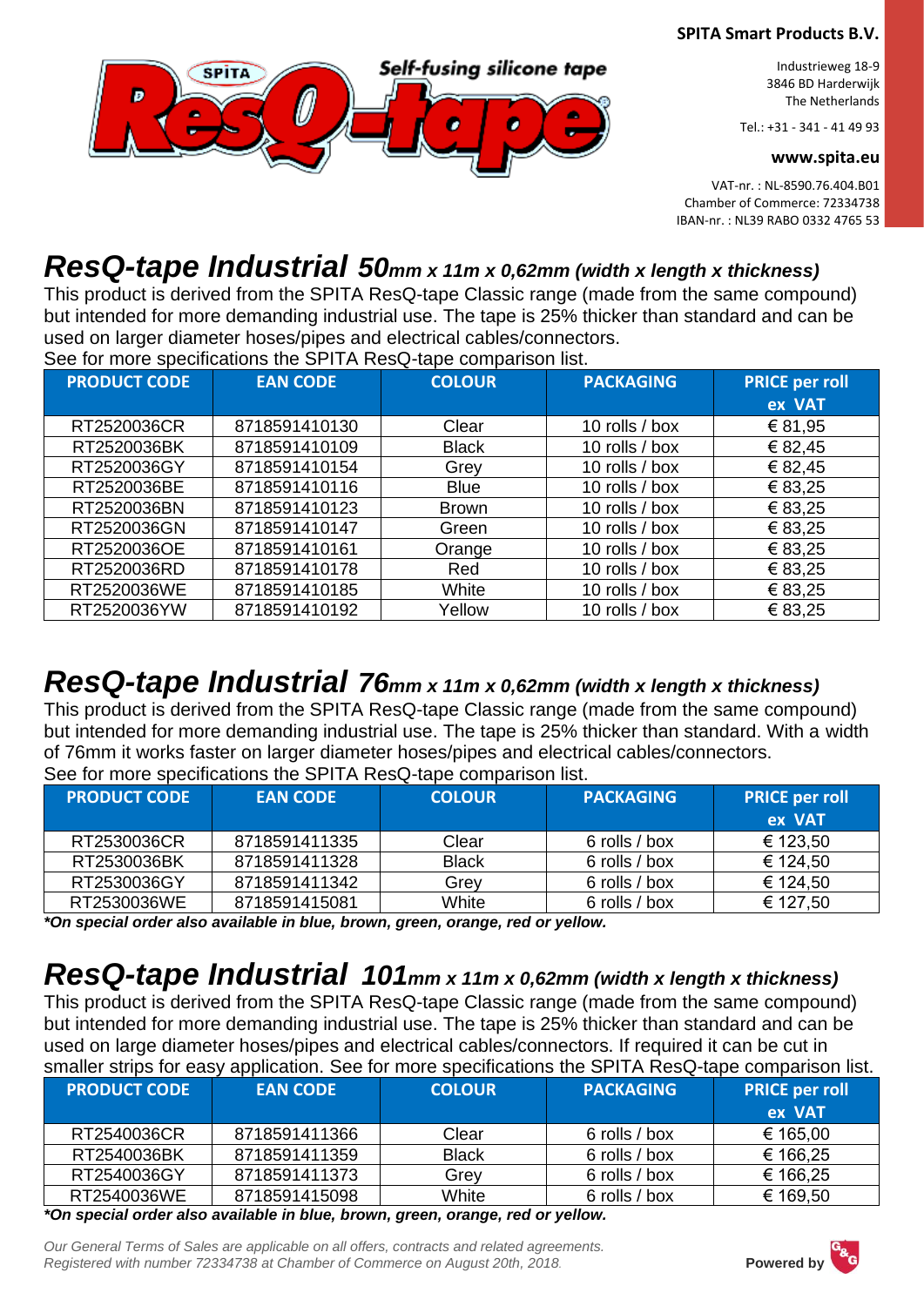**SPITA Smart Products B.V.**

Industrieweg 18-9
3846 BD Harderwijk
The Netherlands

Tel.: +31 - 341 - 41 49 93

**www.spita.eu**

VAT-nr. : NL-8590.76.404.B01
Chamber of Commerce: 72334738
IBAN-nr. : NL39 RABO 0332 4765 53

# ResQ-tape Industrial 50*mm x 11m x 0,62mm (width x length x thickness)*

This product is derived from the SPITA ResQ-tape Classic range (made from the same compound) but intended for more demanding industrial use. The tape is 25% thicker than standard and can be used on larger diameter hoses/pipes and electrical cables/connectors.
See for more specifications the SPITA ResQ-tape comparison list.

| PRODUCT CODE | EAN CODE | COLOUR | PACKAGING | PRICE per roll ex VAT |
|---|---|---|---|---|
| RT2520036CR | 8718591410130 | Clear | 10 rolls / box | € 81,95 |
| RT2520036BK | 8718591410109 | Black | 10 rolls / box | € 82,45 |
| RT2520036GY | 8718591410154 | Grey | 10 rolls / box | € 82,45 |
| RT2520036BE | 8718591410116 | Blue | 10 rolls / box | € 83,25 |
| RT2520036BN | 8718591410123 | Brown | 10 rolls / box | € 83,25 |
| RT2520036GN | 8718591410147 | Green | 10 rolls / box | € 83,25 |
| RT2520036OE | 8718591410161 | Orange | 10 rolls / box | € 83,25 |
| RT2520036RD | 8718591410178 | Red | 10 rolls / box | € 83,25 |
| RT2520036WE | 8718591410185 | White | 10 rolls / box | € 83,25 |
| RT2520036YW | 8718591410192 | Yellow | 10 rolls / box | € 83,25 |

# ResQ-tape Industrial 76*mm x 11m x 0,62mm (width x length x thickness)*

This product is derived from the SPITA ResQ-tape Classic range (made from the same compound) but intended for more demanding industrial use. The tape is 25% thicker than standard. With a width of 76mm it works faster on larger diameter hoses/pipes and electrical cables/connectors.
See for more specifications the SPITA ResQ-tape comparison list.

| PRODUCT CODE | EAN CODE | COLOUR | PACKAGING | PRICE per roll ex VAT |
|---|---|---|---|---|
| RT2530036CR | 8718591411335 | Clear | 6 rolls / box | € 123,50 |
| RT2530036BK | 8718591411328 | Black | 6 rolls / box | € 124,50 |
| RT2530036GY | 8718591411342 | Grey | 6 rolls / box | € 124,50 |
| RT2530036WE | 8718591415081 | White | 6 rolls / box | € 127,50 |

***On special order also available in blue, brown, green, orange, red or yellow.***

# ResQ-tape Industrial 101*mm x 11m x 0,62mm (width x length x thickness)*

This product is derived from the SPITA ResQ-tape Classic range (made from the same compound) but intended for more demanding industrial use. The tape is 25% thicker than standard and can be used on large diameter hoses/pipes and electrical cables/connectors. If required it can be cut in smaller strips for easy application. See for more specifications the SPITA ResQ-tape comparison list.

| PRODUCT CODE | EAN CODE | COLOUR | PACKAGING | PRICE per roll ex VAT |
|---|---|---|---|---|
| RT2540036CR | 8718591411366 | Clear | 6 rolls / box | € 165,00 |
| RT2540036BK | 8718591411359 | Black | 6 rolls / box | € 166,25 |
| RT2540036GY | 8718591411373 | Grey | 6 rolls / box | € 166,25 |
| RT2540036WE | 8718591415098 | White | 6 rolls / box | € 169,50 |

***On special order also available in blue, brown, green, orange, red or yellow.***

*Our General Terms of Sales are applicable on all offers, contracts and related agreements.*
*Registered with number 72334738 at Chamber of Commerce on August 20th, 2018.*

**Powered by**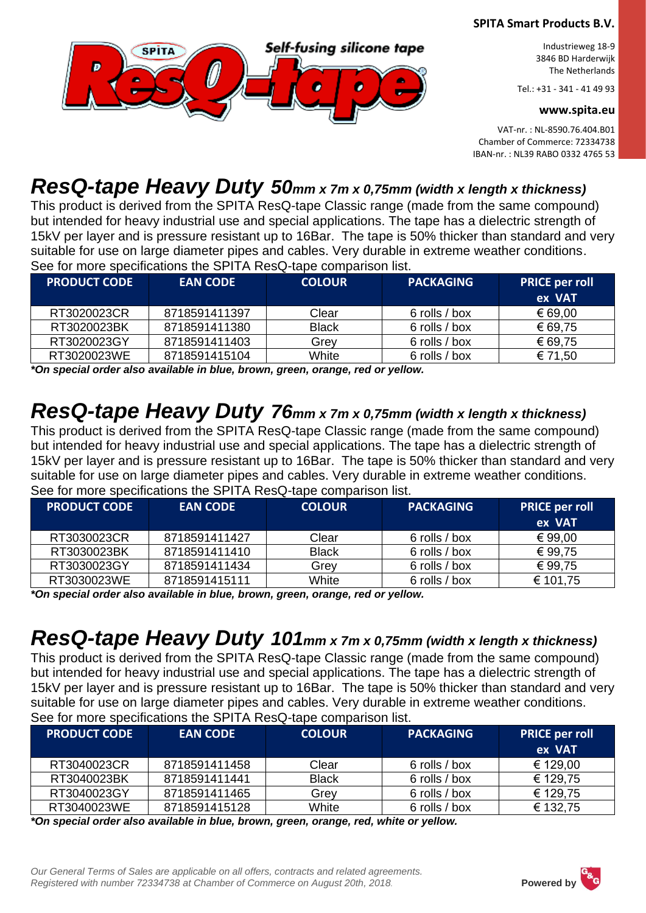**SPITA Smart Products B.V.**

Industrieweg 18-9
3846 BD Harderwijk
The Netherlands

Tel.: +31 - 341 - 41 49 93

**www.spita.eu**

VAT-nr. : NL-8590.76.404.B01
Chamber of Commerce: 72334738
IBAN-nr. : NL39 RABO 0332 4765 53

## *ResQ-tape Heavy Duty 50mm x 7m x 0,75mm (width x length x thickness)*

This product is derived from the SPITA ResQ-tape Classic range (made from the same compound) but intended for heavy industrial use and special applications. The tape has a dielectric strength of 15kV per layer and is pressure resistant up to 16Bar. The tape is 50% thicker than standard and very suitable for use on large diameter pipes and cables. Very durable in extreme weather conditions. See for more specifications the SPITA ResQ-tape comparison list.

| PRODUCT CODE | EAN CODE | COLOUR | PACKAGING | PRICE per roll ex VAT |
|---|---|---|---|---|
| RT3020023CR | 8718591411397 | Clear | 6 rolls / box | € 69,00 |
| RT3020023BK | 8718591411380 | Black | 6 rolls / box | € 69,75 |
| RT3020023GY | 8718591411403 | Grey | 6 rolls / box | € 69,75 |
| RT3020023WE | 8718591415104 | White | 6 rolls / box | € 71,50 |

***On special order also available in blue, brown, green, orange, red or yellow.***

## *ResQ-tape Heavy Duty 76mm x 7m x 0,75mm (width x length x thickness)*

This product is derived from the SPITA ResQ-tape Classic range (made from the same compound) but intended for heavy industrial use and special applications. The tape has a dielectric strength of 15kV per layer and is pressure resistant up to 16Bar. The tape is 50% thicker than standard and very suitable for use on large diameter pipes and cables. Very durable in extreme weather conditions. See for more specifications the SPITA ResQ-tape comparison list.

| PRODUCT CODE | EAN CODE | COLOUR | PACKAGING | PRICE per roll ex VAT |
|---|---|---|---|---|
| RT3030023CR | 8718591411427 | Clear | 6 rolls / box | € 99,00 |
| RT3030023BK | 8718591411410 | Black | 6 rolls / box | € 99,75 |
| RT3030023GY | 8718591411434 | Grey | 6 rolls / box | € 99,75 |
| RT3030023WE | 8718591415111 | White | 6 rolls / box | € 101,75 |

***On special order also available in blue, brown, green, orange, red or yellow.***

## *ResQ-tape Heavy Duty 101mm x 7m x 0,75mm (width x length x thickness)*

This product is derived from the SPITA ResQ-tape Classic range (made from the same compound) but intended for heavy industrial use and special applications. The tape has a dielectric strength of 15kV per layer and is pressure resistant up to 16Bar. The tape is 50% thicker than standard and very suitable for use on large diameter pipes and cables. Very durable in extreme weather conditions. See for more specifications the SPITA ResQ-tape comparison list.

| PRODUCT CODE | EAN CODE | COLOUR | PACKAGING | PRICE per roll ex VAT |
|---|---|---|---|---|
| RT3040023CR | 8718591411458 | Clear | 6 rolls / box | € 129,00 |
| RT3040023BK | 8718591411441 | Black | 6 rolls / box | € 129,75 |
| RT3040023GY | 8718591411465 | Grey | 6 rolls / box | € 129,75 |
| RT3040023WE | 8718591415128 | White | 6 rolls / box | € 132,75 |

***On special order also available in blue, brown, green, orange, red, white or yellow.***

*Our General Terms of Sales are applicable on all offers, contracts and related agreements.*
*Registered with number 72334738 at Chamber of Commerce on August 20th, 2018.*

**Powered by**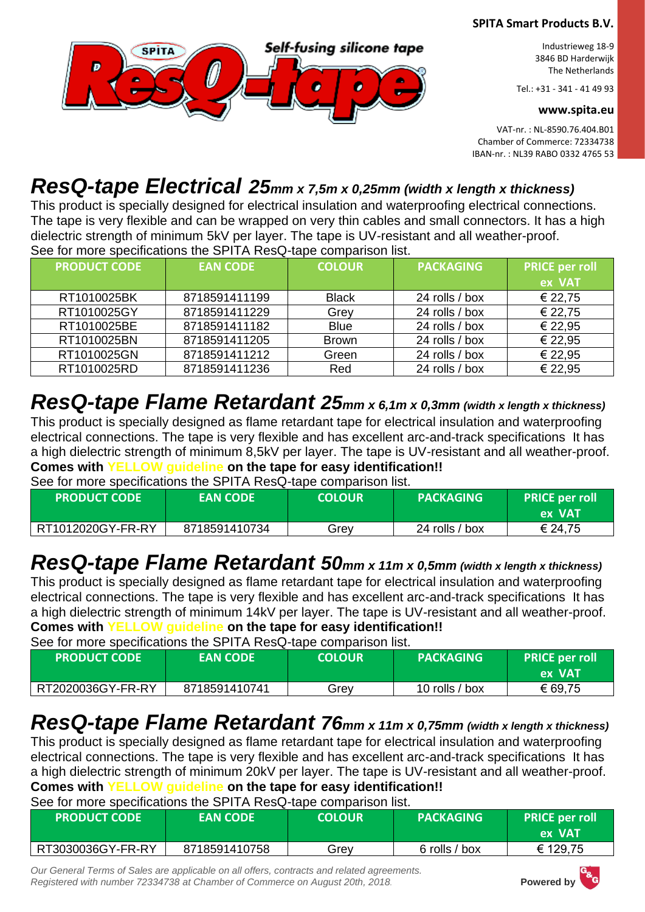**SPITA Smart Products B.V.**

Industrieweg 18-9
3846 BD Harderwijk
The Netherlands

Tel.: +31 - 341 - 41 49 93

**www.spita.eu**

VAT-nr. : NL-8590.76.404.B01
Chamber of Commerce: 72334738
IBAN-nr. : NL39 RABO 0332 4765 53

# *ResQ-tape Electrical 25mm x 7,5m x 0,25mm (width x length x thickness)*

This product is specially designed for electrical insulation and waterproofing electrical connections. The tape is very flexible and can be wrapped on very thin cables and small connectors. It has a high dielectric strength of minimum 5kV per layer. The tape is UV-resistant and all weather-proof.
See for more specifications the SPITA ResQ-tape comparison list.

| PRODUCT CODE | EAN CODE | COLOUR | PACKAGING | PRICE per roll ex VAT |
|---|---|---|---|---|
| RT1010025BK | 8718591411199 | Black | 24 rolls / box | € 22,75 |
| RT1010025GY | 8718591411229 | Grey | 24 rolls / box | € 22,75 |
| RT1010025BE | 8718591411182 | Blue | 24 rolls / box | € 22,95 |
| RT1010025BN | 8718591411205 | Brown | 24 rolls / box | € 22,95 |
| RT1010025GN | 8718591411212 | Green | 24 rolls / box | € 22,95 |
| RT1010025RD | 8718591411236 | Red | 24 rolls / box | € 22,95 |

# *ResQ-tape Flame Retardant 25mm x 6,1m x 0,3mm (width x length x thickness)*

This product is specially designed as flame retardant tape for electrical insulation and waterproofing electrical connections. The tape is very flexible and has excellent arc-and-track specifications It has a high dielectric strength of minimum 8,5kV per layer. The tape is UV-resistant and all weather-proof.
**Comes with YELLOW guideline on the tape for easy identification!!**
See for more specifications the SPITA ResQ-tape comparison list.

| PRODUCT CODE | EAN CODE | COLOUR | PACKAGING | PRICE per roll ex VAT |
|---|---|---|---|---|
| RT1012020GY-FR-RY | 8718591410734 | Grey | 24 rolls / box | € 24,75 |

# *ResQ-tape Flame Retardant 50mm x 11m x 0,5mm (width x length x thickness)*

This product is specially designed as flame retardant tape for electrical insulation and waterproofing electrical connections. The tape is very flexible and has excellent arc-and-track specifications It has a high dielectric strength of minimum 14kV per layer. The tape is UV-resistant and all weather-proof.
**Comes with YELLOW guideline on the tape for easy identification!!**
See for more specifications the SPITA ResQ-tape comparison list.

| PRODUCT CODE | EAN CODE | COLOUR | PACKAGING | PRICE per roll ex VAT |
|---|---|---|---|---|
| RT2020036GY-FR-RY | 8718591410741 | Grey | 10 rolls / box | € 69,75 |

# *ResQ-tape Flame Retardant 76mm x 11m x 0,75mm (width x length x thickness)*

This product is specially designed as flame retardant tape for electrical insulation and waterproofing electrical connections. The tape is very flexible and has excellent arc-and-track specifications It has a high dielectric strength of minimum 20kV per layer. The tape is UV-resistant and all weather-proof.
**Comes with YELLOW guideline on the tape for easy identification!!**
See for more specifications the SPITA ResQ-tape comparison list.

| PRODUCT CODE | EAN CODE | COLOUR | PACKAGING | PRICE per roll ex VAT |
|---|---|---|---|---|
| RT3030036GY-FR-RY | 8718591410758 | Grey | 6 rolls / box | € 129,75 |

*Our General Terms of Sales are applicable on all offers, contracts and related agreements.*
*Registered with number 72334738 at Chamber of Commerce on August 20th, 2018.*

Powered by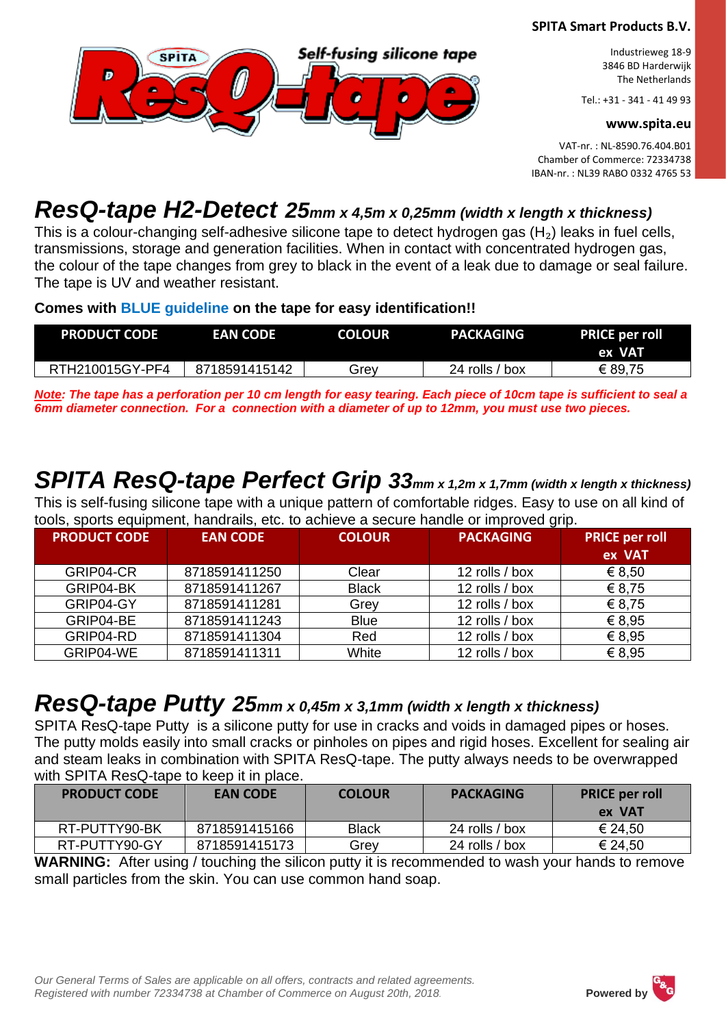SPITA Smart Products B.V.

Industrieweg 18-9
3846 BD Harderwijk
The Netherlands

Tel.: +31 - 341 - 41 49 93

www.spita.eu

VAT-nr. : NL-8590.76.404.B01
Chamber of Commerce: 72334738
IBAN-nr. : NL39 RABO 0332 4765 53

## ResQ-tape H2-Detect 25mm x 4,5m x 0,25mm (width x length x thickness)

This is a colour-changing self-adhesive silicone tape to detect hydrogen gas ($H_2$) leaks in fuel cells, transmissions, storage and generation facilities. When in contact with concentrated hydrogen gas, the colour of the tape changes from grey to black in the event of a leak due to damage or seal failure. The tape is UV and weather resistant.

**Comes with BLUE guideline on the tape for easy identification!!**

| PRODUCT CODE | EAN CODE | COLOUR | PACKAGING | PRICE per roll ex VAT |
|---|---|---|---|---|
| RTH210015GY-PF4 | 8718591415142 | Grey | 24 rolls / box | € 89,75 |

***Note**: The tape has a perforation per 10 cm length for easy tearing. Each piece of 10cm tape is sufficient to seal a 6mm diameter connection. For a connection with a diameter of up to 12mm, you must use two pieces.*

## SPITA ResQ-tape Perfect Grip 33mm x 1,2m x 1,7mm (width x length x thickness)

This is self-fusing silicone tape with a unique pattern of comfortable ridges. Easy to use on all kind of tools, sports equipment, handrails, etc. to achieve a secure handle or improved grip.

| PRODUCT CODE | EAN CODE | COLOUR | PACKAGING | PRICE per roll ex VAT |
|---|---|---|---|---|
| GRIP04-CR | 8718591411250 | Clear | 12 rolls / box | € 8,50 |
| GRIP04-BK | 8718591411267 | Black | 12 rolls / box | € 8,75 |
| GRIP04-GY | 8718591411281 | Grey | 12 rolls / box | € 8,75 |
| GRIP04-BE | 8718591411243 | Blue | 12 rolls / box | € 8,95 |
| GRIP04-RD | 8718591411304 | Red | 12 rolls / box | € 8,95 |
| GRIP04-WE | 8718591411311 | White | 12 rolls / box | € 8,95 |

## ResQ-tape Putty 25mm x 0,45m x 3,1mm (width x length x thickness)

SPITA ResQ-tape Putty is a silicone putty for use in cracks and voids in damaged pipes or hoses. The putty molds easily into small cracks or pinholes on pipes and rigid hoses. Excellent for sealing air and steam leaks in combination with SPITA ResQ-tape. The putty always needs to be overwrapped with SPITA ResQ-tape to keep it in place.

| PRODUCT CODE | EAN CODE | COLOUR | PACKAGING | PRICE per roll ex VAT |
|---|---|---|---|---|
| RT-PUTTY90-BK | 8718591415166 | Black | 24 rolls / box | € 24,50 |
| RT-PUTTY90-GY | 8718591415173 | Grey | 24 rolls / box | € 24,50 |

**WARNING:** After using / touching the silicon putty it is recommended to wash your hands to remove small particles from the skin. You can use common hand soap.

*Our General Terms of Sales are applicable on all offers, contracts and related agreements.*
*Registered with number 72334738 at Chamber of Commerce on August 20th, 2018.*

**Powered by**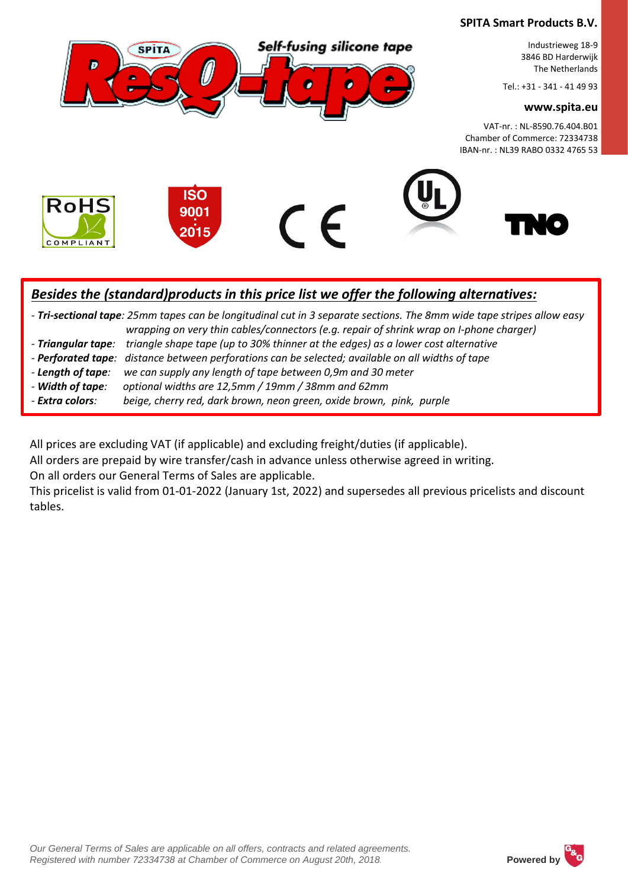**SPITA Smart Products B.V.**

Industrieweg 18-9
3846 BD Harderwijk
The Netherlands

Tel.: +31 - 341 - 41 49 93

**www.spita.eu**

VAT-nr. : NL-8590.76.404.B01
Chamber of Commerce: 72334738
IBAN-nr. : NL39 RABO 0332 4765 53

## *Besides the (standard)products in this price list we offer the following alternatives:*

- ***Tri-sectional tape**: 25mm tapes can be longitudinal cut in 3 separate sections. The 8mm wide tape stripes allow easy wrapping on very thin cables/connectors (e.g. repair of shrink wrap on I-phone charger)*
- ***Triangular tape**: triangle shape tape (up to 30% thinner at the edges) as a lower cost alternative*
- ***Perforated tape**: distance between perforations can be selected; available on all widths of tape*
- ***Length of tape**: we can supply any length of tape between 0,9m and 30 meter*
- ***Width of tape**: optional widths are 12,5mm / 19mm / 38mm and 62mm*
- ***Extra colors**: beige, cherry red, dark brown, neon green, oxide brown, pink, purple*

All prices are excluding VAT (if applicable) and excluding freight/duties (if applicable).
All orders are prepaid by wire transfer/cash in advance unless otherwise agreed in writing.
On all orders our General Terms of Sales are applicable.
This pricelist is valid from 01-01-2022 (January 1st, 2022) and supersedes all previous pricelists and discount tables.

*Our General Terms of Sales are applicable on all offers, contracts and related agreements.*
*Registered with number 72334738 at Chamber of Commerce on August 20th, 2018.*